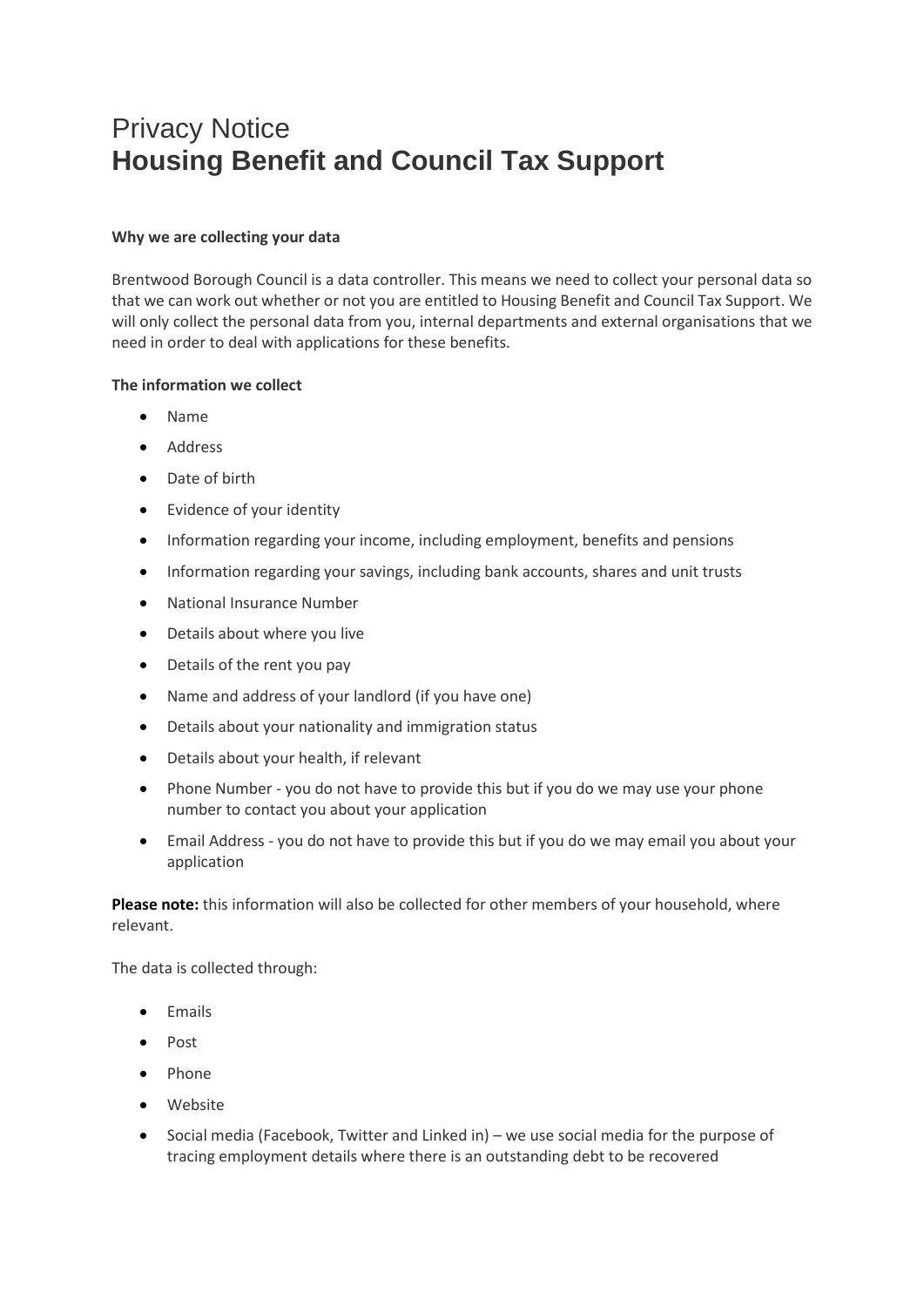# Privacy Notice
# **Housing Benefit and Council Tax Support**

**Why we are collecting your data**

Brentwood Borough Council is a data controller. This means we need to collect your personal data so that we can work out whether or not you are entitled to Housing Benefit and Council Tax Support. We will only collect the personal data from you, internal departments and external organisations that we need in order to deal with applications for these benefits.

**The information we collect**

- Name
- Address
- Date of birth
- Evidence of your identity
- Information regarding your income, including employment, benefits and pensions
- Information regarding your savings, including bank accounts, shares and unit trusts
- National Insurance Number
- Details about where you live
- Details of the rent you pay
- Name and address of your landlord (if you have one)
- Details about your nationality and immigration status
- Details about your health, if relevant
- Phone Number - you do not have to provide this but if you do we may use your phone number to contact you about your application
- Email Address - you do not have to provide this but if you do we may email you about your application

**Please note:** this information will also be collected for other members of your household, where relevant.

The data is collected through:

- Emails
- Post
- Phone
- Website
- Social media (Facebook, Twitter and Linked in) – we use social media for the purpose of tracing employment details where there is an outstanding debt to be recovered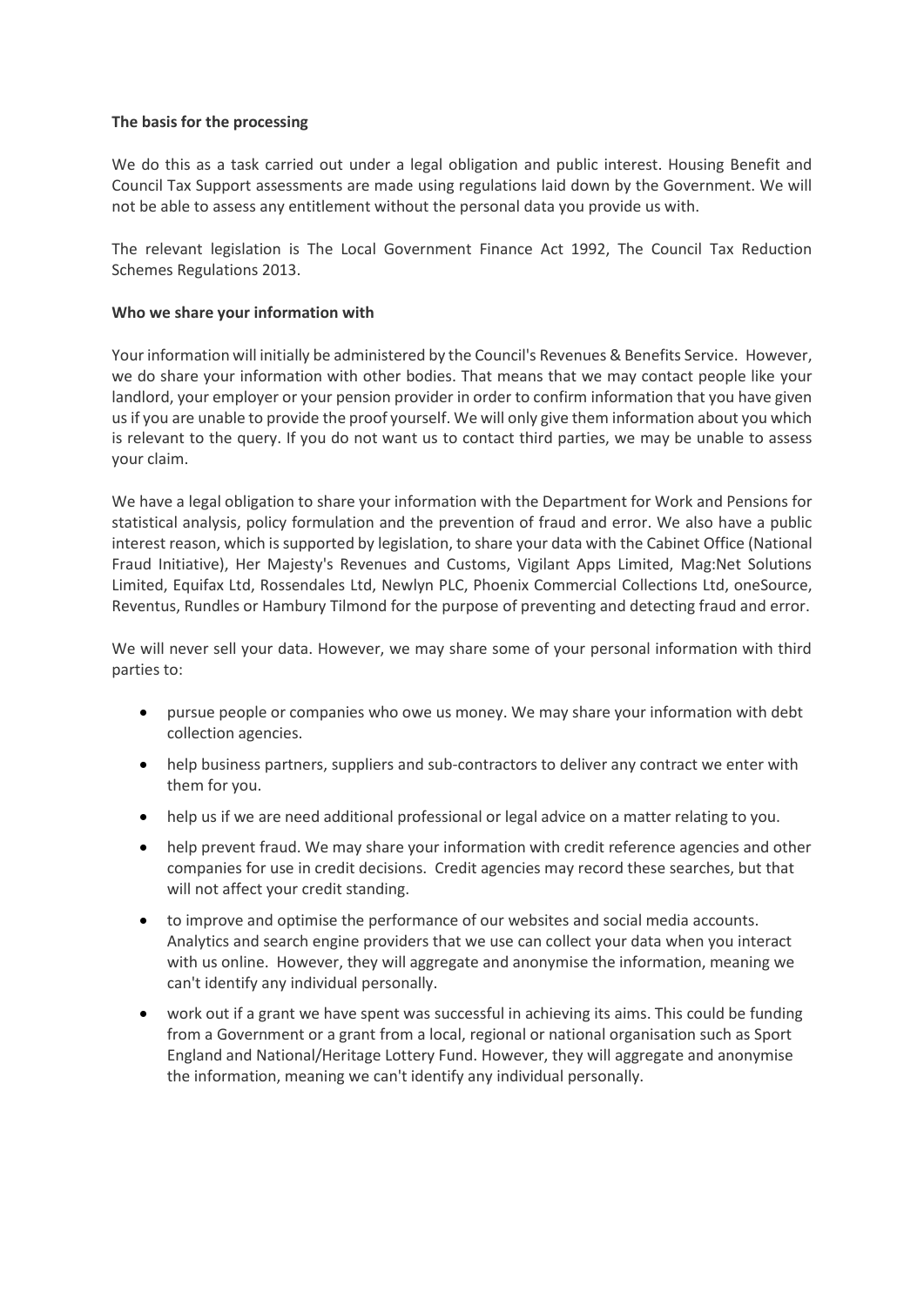**The basis for the processing**

We do this as a task carried out under a legal obligation and public interest. Housing Benefit and Council Tax Support assessments are made using regulations laid down by the Government. We will not be able to assess any entitlement without the personal data you provide us with.

The relevant legislation is The Local Government Finance Act 1992, The Council Tax Reduction Schemes Regulations 2013.

**Who we share your information with**

Your information will initially be administered by the Council's Revenues & Benefits Service. However, we do share your information with other bodies. That means that we may contact people like your landlord, your employer or your pension provider in order to confirm information that you have given us if you are unable to provide the proof yourself. We will only give them information about you which is relevant to the query. If you do not want us to contact third parties, we may be unable to assess your claim.

We have a legal obligation to share your information with the Department for Work and Pensions for statistical analysis, policy formulation and the prevention of fraud and error. We also have a public interest reason, which is supported by legislation, to share your data with the Cabinet Office (National Fraud Initiative), Her Majesty's Revenues and Customs, Vigilant Apps Limited, Mag:Net Solutions Limited, Equifax Ltd, Rossendales Ltd, Newlyn PLC, Phoenix Commercial Collections Ltd, oneSource, Reventus, Rundles or Hambury Tilmond for the purpose of preventing and detecting fraud and error.

We will never sell your data. However, we may share some of your personal information with third parties to:

- pursue people or companies who owe us money. We may share your information with debt collection agencies.
- help business partners, suppliers and sub-contractors to deliver any contract we enter with them for you.
- help us if we are need additional professional or legal advice on a matter relating to you.
- help prevent fraud. We may share your information with credit reference agencies and other companies for use in credit decisions. Credit agencies may record these searches, but that will not affect your credit standing.
- to improve and optimise the performance of our websites and social media accounts. Analytics and search engine providers that we use can collect your data when you interact with us online. However, they will aggregate and anonymise the information, meaning we can't identify any individual personally.
- work out if a grant we have spent was successful in achieving its aims. This could be funding from a Government or a grant from a local, regional or national organisation such as Sport England and National/Heritage Lottery Fund. However, they will aggregate and anonymise the information, meaning we can't identify any individual personally.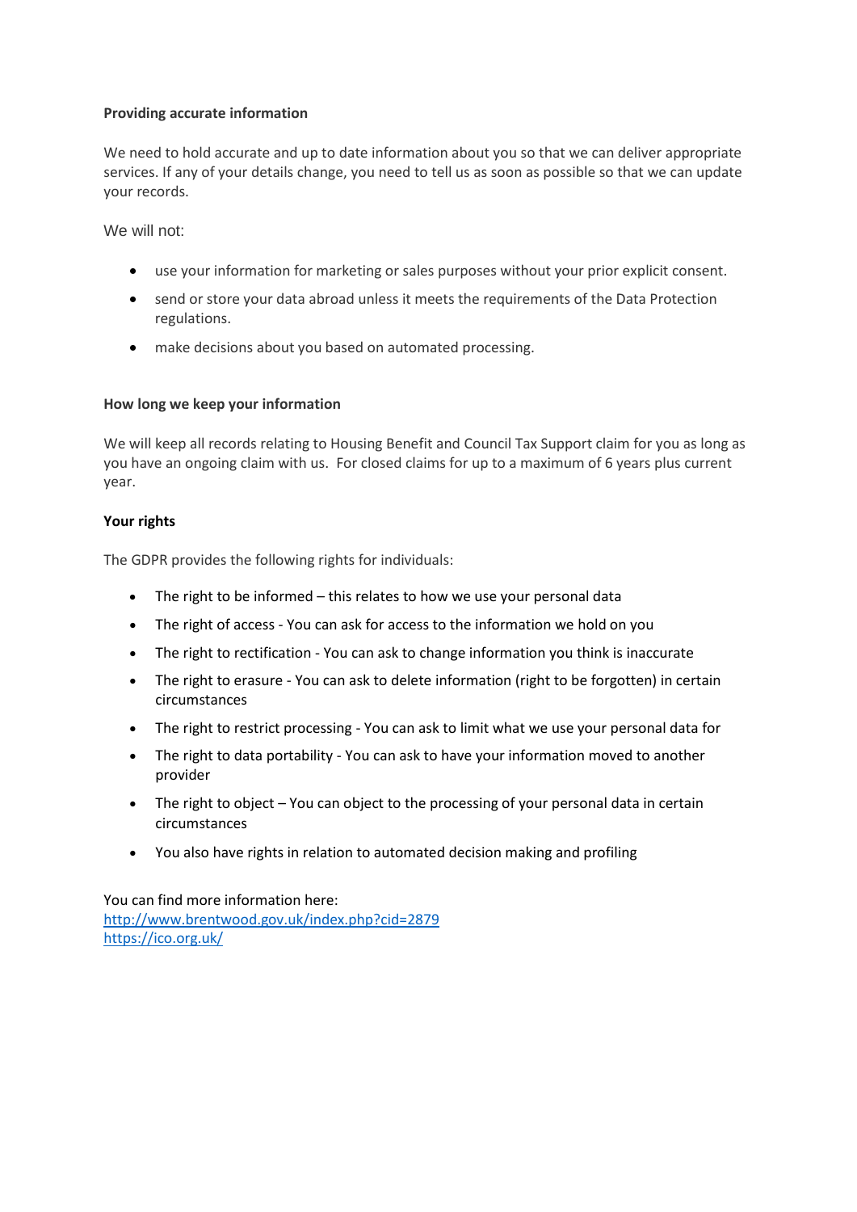**Providing accurate information**

We need to hold accurate and up to date information about you so that we can deliver appropriate services. If any of your details change, you need to tell us as soon as possible so that we can update your records.

We will not:

- use your information for marketing or sales purposes without your prior explicit consent.
- send or store your data abroad unless it meets the requirements of the Data Protection regulations.
- make decisions about you based on automated processing.

**How long we keep your information**

We will keep all records relating to Housing Benefit and Council Tax Support claim for you as long as you have an ongoing claim with us. For closed claims for up to a maximum of 6 years plus current year.

**Your rights**

The GDPR provides the following rights for individuals:

- The right to be informed – this relates to how we use your personal data
- The right of access - You can ask for access to the information we hold on you
- The right to rectification - You can ask to change information you think is inaccurate
- The right to erasure - You can ask to delete information (right to be forgotten) in certain circumstances
- The right to restrict processing - You can ask to limit what we use your personal data for
- The right to data portability - You can ask to have your information moved to another provider
- The right to object – You can object to the processing of your personal data in certain circumstances
- You also have rights in relation to automated decision making and profiling

You can find more information here:
[http://www.brentwood.gov.uk/index.php?cid=2879](http://www.brentwood.gov.uk/index.php?cid=2879)
[https://ico.org.uk/](https://ico.org.uk/)